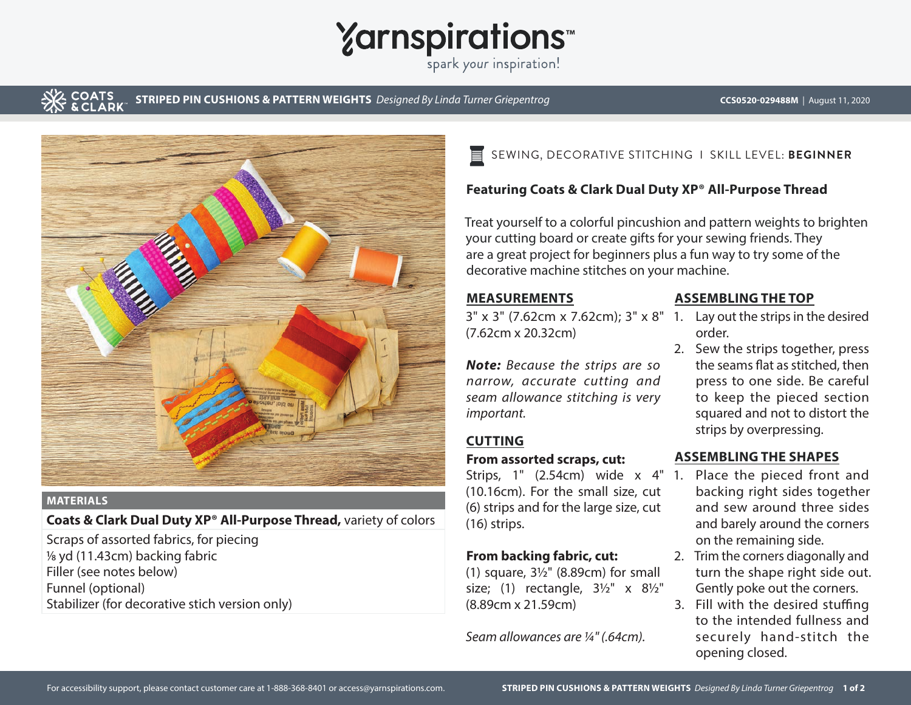# STRIPED PIN CUSHIONS & PATTERN WEIGHTS

*Designed By Linda Turner Griepentrog*

CCS0520-029488M | August 11, 2020

SEWING, DECORATIVE STITCHING I SKILL LEVEL: **BEGINNER**

**Featuring Coats & Clark Dual Duty XP® All-Purpose Thread**

Treat yourself to a colorful pincushion and pattern weights to brighten your cutting board or create gifts for your sewing friends. They are a great project for beginners plus a fun way to try some of the decorative machine stitches on your machine.

## MATERIALS

**Coats & Clark Dual Duty XP® All-Purpose Thread,** variety of colors

Scraps of assorted fabrics, for piecing
⅛ yd (11.43cm) backing fabric
Filler (see notes below)
Funnel (optional)
Stabilizer (for decorative stich version only)

## MEASUREMENTS

3" x 3" (7.62cm x 7.62cm); 3" x 8" (7.62cm x 20.32cm)

***Note:*** *Because the strips are so narrow, accurate cutting and seam allowance stitching is very important.*

## CUTTING

**From assorted scraps, cut:**

Strips, 1" (2.54cm) wide x 4" (10.16cm). For the small size, cut (6) strips and for the large size, cut (16) strips.

**From backing fabric, cut:**

(1) square, 3½" (8.89cm) for small size; (1) rectangle, 3½" x 8½" (8.89cm x 21.59cm)

*Seam allowances are ¼" (.64cm).*

## ASSEMBLING THE TOP

1. Lay out the strips in the desired order.
2. Sew the strips together, press the seams flat as stitched, then press to one side. Be careful to keep the pieced section squared and not to distort the strips by overpressing.

## ASSEMBLING THE SHAPES

1. Place the pieced front and backing right sides together and sew around three sides and barely around the corners on the remaining side.
2. Trim the corners diagonally and turn the shape right side out. Gently poke out the corners.
3. Fill with the desired stuffing to the intended fullness and securely hand-stitch the opening closed.

For accessibility support, please contact customer care at 1-888-368-8401 or access@yarnspirations.com.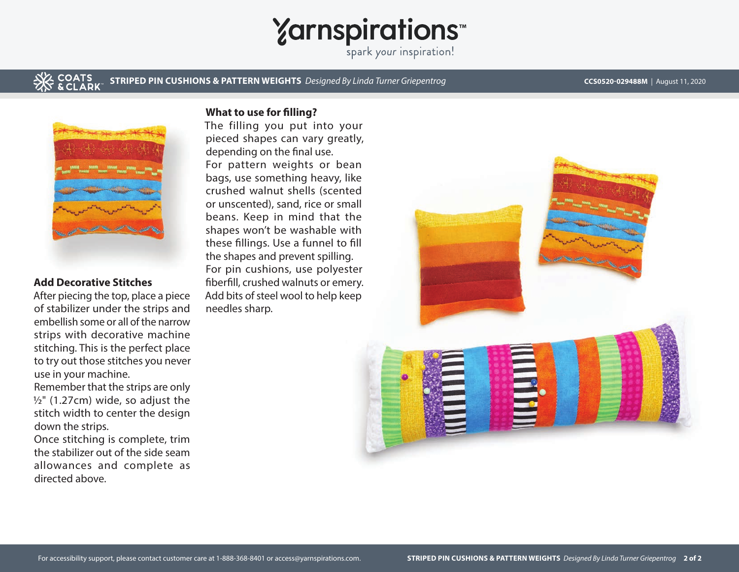## Add Decorative Stitches

After piecing the top, place a piece of stabilizer under the strips and embellish some or all of the narrow strips with decorative machine stitching. This is the perfect place to try out those stitches you never use in your machine.

Remember that the strips are only ½" (1.27cm) wide, so adjust the stitch width to center the design down the strips.

Once stitching is complete, trim the stabilizer out of the side seam allowances and complete as directed above.

## What to use for filling?

The filling you put into your pieced shapes can vary greatly, depending on the final use.

For pattern weights or bean bags, use something heavy, like crushed walnut shells (scented or unscented), sand, rice or small beans. Keep in mind that the shapes won't be washable with these fillings. Use a funnel to fill the shapes and prevent spilling.

For pin cushions, use polyester fiberfill, crushed walnuts or emery. Add bits of steel wool to help keep needles sharp.

For accessibility support, please contact customer care at 1-888-368-8401 or access@yarnspirations.com.